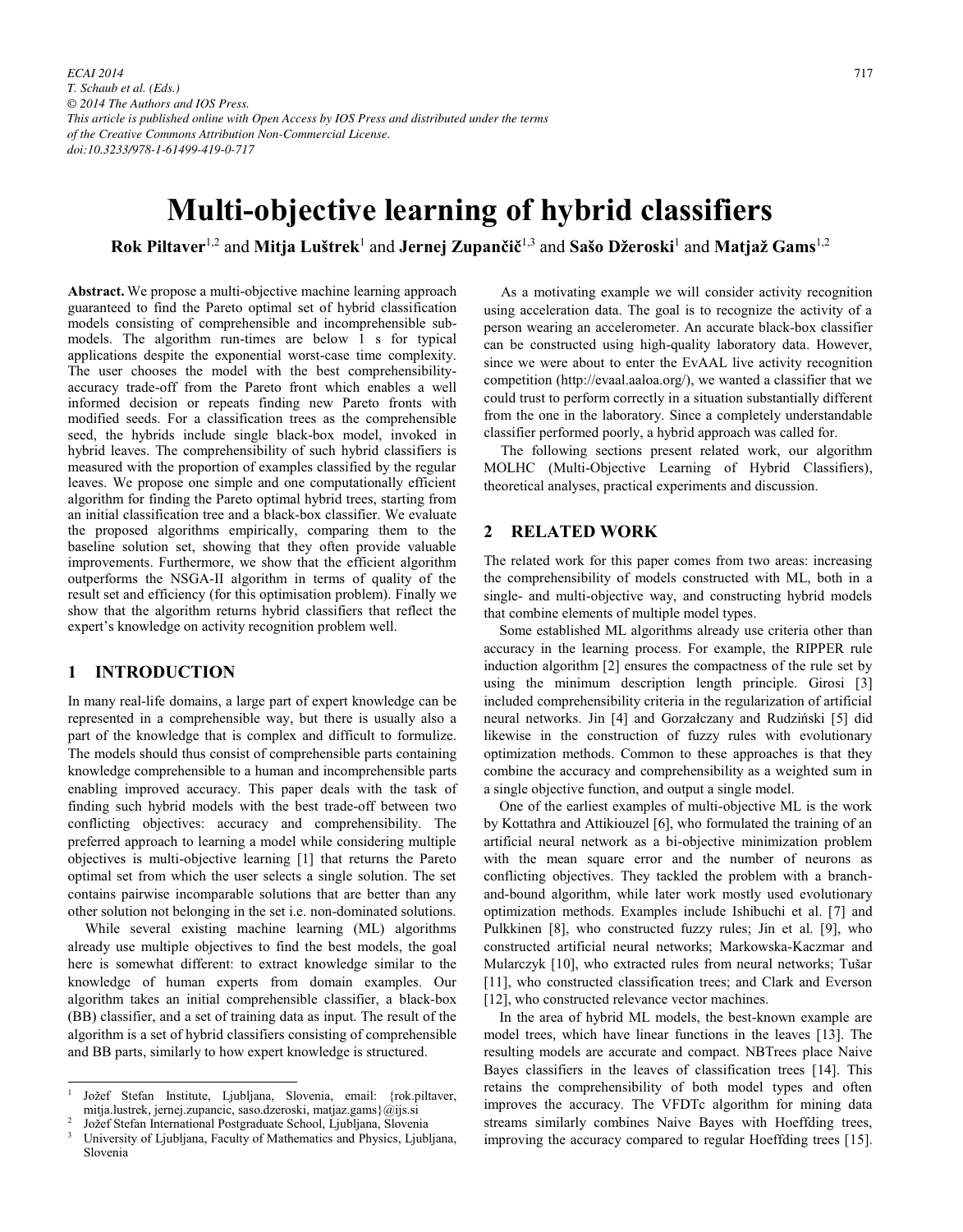# Multi-objective learning of hybrid classifiers

**Rok Piltaver**[1,2] and **Mitja Luštrek**[1] and **Jernej Zupančič**[1,3] and **Sašo Džeroski**[1] and **Matjaž Gams**[1,2]

**Abstract.** We propose a multi-objective machine learning approach guaranteed to find the Pareto optimal set of hybrid classification models consisting of comprehensible and incomprehensible sub-models. The algorithm run-times are below 1 s for typical applications despite the exponential worst-case time complexity. The user chooses the model with the best comprehensibility-accuracy trade-off from the Pareto front which enables a well informed decision or repeats finding new Pareto fronts with modified seeds. For a classification trees as the comprehensible seed, the hybrids include single black-box model, invoked in hybrid leaves. The comprehensibility of such hybrid classifiers is measured with the proportion of examples classified by the regular leaves. We propose one simple and one computationally efficient algorithm for finding the Pareto optimal hybrid trees, starting from an initial classification tree and a black-box classifier. We evaluate the proposed algorithms empirically, comparing them to the baseline solution set, showing that they often provide valuable improvements. Furthermore, we show that the efficient algorithm outperforms the NSGA-II algorithm in terms of quality of the result set and efficiency (for this optimisation problem). Finally we show that the algorithm returns hybrid classifiers that reflect the expert's knowledge on activity recognition problem well.

## 1 INTRODUCTION

In many real-life domains, a large part of expert knowledge can be represented in a comprehensible way, but there is usually also a part of the knowledge that is complex and difficult to formulize. The models should thus consist of comprehensible parts containing knowledge comprehensible to a human and incomprehensible parts enabling improved accuracy. This paper deals with the task of finding such hybrid models with the best trade-off between two conflicting objectives: accuracy and comprehensibility. The preferred approach to learning a model while considering multiple objectives is multi-objective learning [1] that returns the Pareto optimal set from which the user selects a single solution. The set contains pairwise incomparable solutions that are better than any other solution not belonging in the set i.e. non-dominated solutions.

While several existing machine learning (ML) algorithms already use multiple objectives to find the best models, the goal here is somewhat different: to extract knowledge similar to the knowledge of human experts from domain examples. Our algorithm takes an initial comprehensible classifier, a black-box (BB) classifier, and a set of training data as input. The result of the algorithm is a set of hybrid classifiers consisting of comprehensible and BB parts, similarly to how expert knowledge is structured.

As a motivating example we will consider activity recognition using acceleration data. The goal is to recognize the activity of a person wearing an accelerometer. An accurate black-box classifier can be constructed using high-quality laboratory data. However, since we were about to enter the EvAAL live activity recognition competition (http://evaal.aaloa.org/), we wanted a classifier that we could trust to perform correctly in a situation substantially different from the one in the laboratory. Since a completely understandable classifier performed poorly, a hybrid approach was called for.

The following sections present related work, our algorithm MOLHC (Multi-Objective Learning of Hybrid Classifiers), theoretical analyses, practical experiments and discussion.

## 2 RELATED WORK

The related work for this paper comes from two areas: increasing the comprehensibility of models constructed with ML, both in a single- and multi-objective way, and constructing hybrid models that combine elements of multiple model types.

Some established ML algorithms already use criteria other than accuracy in the learning process. For example, the RIPPER rule induction algorithm [2] ensures the compactness of the rule set by using the minimum description length principle. Girosi [3] included comprehensibility criteria in the regularization of artificial neural networks. Jin [4] and Gorzałczany and Rudziński [5] did likewise in the construction of fuzzy rules with evolutionary optimization methods. Common to these approaches is that they combine the accuracy and comprehensibility as a weighted sum in a single objective function, and output a single model.

One of the earliest examples of multi-objective ML is the work by Kottathra and Attikiouzel [6], who formulated the training of an artificial neural network as a bi-objective minimization problem with the mean square error and the number of neurons as conflicting objectives. They tackled the problem with a branch-and-bound algorithm, while later work mostly used evolutionary optimization methods. Examples include Ishibuchi et al. [7] and Pulkkinen [8], who constructed fuzzy rules; Jin et al. [9], who constructed artificial neural networks; Markowska-Kaczmar and Mularczyk [10], who extracted rules from neural networks; Tušar [11], who constructed classification trees; and Clark and Everson [12], who constructed relevance vector machines.

In the area of hybrid ML models, the best-known example are model trees, which have linear functions in the leaves [13]. The resulting models are accurate and compact. NBTrees place Naive Bayes classifiers in the leaves of classification trees [14]. This retains the comprehensibility of both model types and often improves the accuracy. The VFDTc algorithm for mining data streams similarly combines Naive Bayes with Hoeffding trees, improving the accuracy compared to regular Hoeffding trees [15].

---

[1] Jožef Stefan Institute, Ljubljana, Slovenia, email: {rok.piltaver, mitja.lustrek, jernej.zupancic, saso.dzeroski, matjaz.gams}@ijs.si

[2] Jožef Stefan International Postgraduate School, Ljubljana, Slovenia

[3] University of Ljubljana, Faculty of Mathematics and Physics, Ljubljana, Slovenia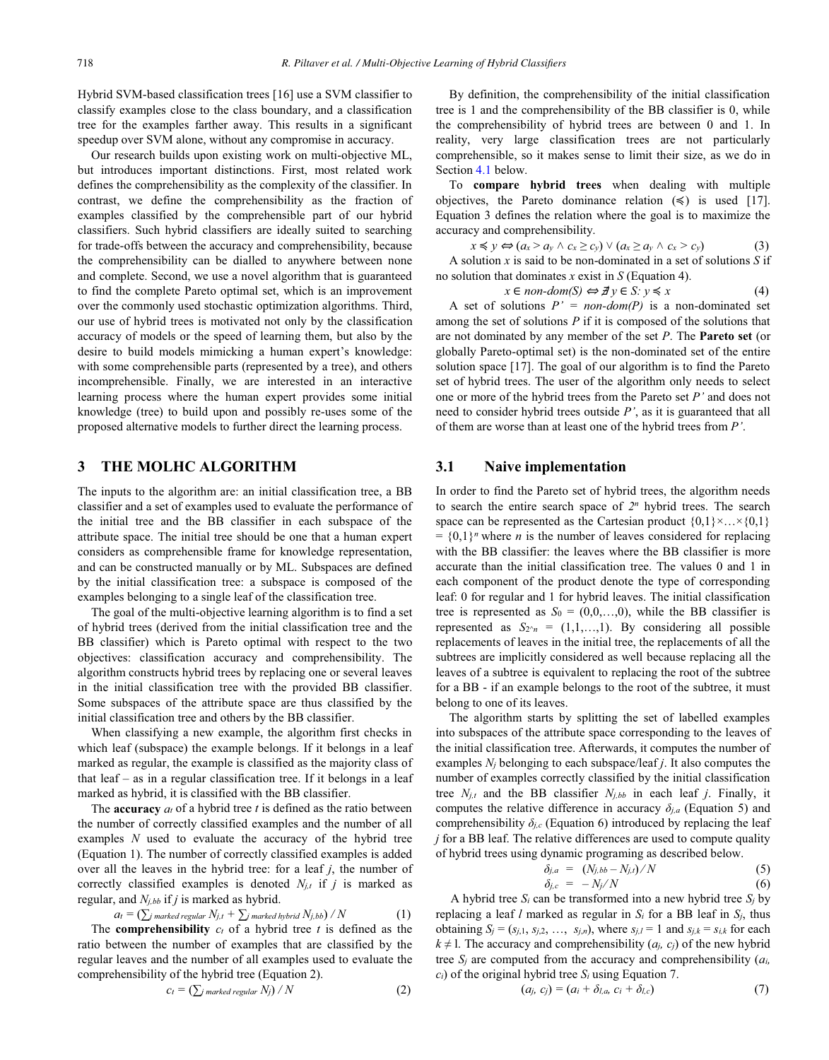Hybrid SVM-based classification trees [16] use a SVM classifier to classify examples close to the class boundary, and a classification tree for the examples farther away. This results in a significant speedup over SVM alone, without any compromise in accuracy.

Our research builds upon existing work on multi-objective ML, but introduces important distinctions. First, most related work defines the comprehensibility as the complexity of the classifier. In contrast, we define the comprehensibility as the fraction of examples classified by the comprehensible part of our hybrid classifiers. Such hybrid classifiers are ideally suited to searching for trade-offs between the accuracy and comprehensibility, because the comprehensibility can be dialled to anywhere between none and complete. Second, we use a novel algorithm that is guaranteed to find the complete Pareto optimal set, which is an improvement over the commonly used stochastic optimization algorithms. Third, our use of hybrid trees is motivated not only by the classification accuracy of models or the speed of learning them, but also by the desire to build models mimicking a human expert's knowledge: with some comprehensible parts (represented by a tree), and others incomprehensible. Finally, we are interested in an interactive learning process where the human expert provides some initial knowledge (tree) to build upon and possibly re-uses some of the proposed alternative models to further direct the learning process.

## 3 THE MOLHC ALGORITHM

The inputs to the algorithm are: an initial classification tree, a BB classifier and a set of examples used to evaluate the performance of the initial tree and the BB classifier in each subspace of the attribute space. The initial tree should be one that a human expert considers as comprehensible frame for knowledge representation, and can be constructed manually or by ML. Subspaces are defined by the initial classification tree: a subspace is composed of the examples belonging to a single leaf of the classification tree.

The goal of the multi-objective learning algorithm is to find a set of hybrid trees (derived from the initial classification tree and the BB classifier) which is Pareto optimal with respect to the two objectives: classification accuracy and comprehensibility. The algorithm constructs hybrid trees by replacing one or several leaves in the initial classification tree with the provided BB classifier. Some subspaces of the attribute space are thus classified by the initial classification tree and others by the BB classifier.

When classifying a new example, the algorithm first checks in which leaf (subspace) the example belongs. If it belongs in a leaf marked as regular, the example is classified as the majority class of that leaf – as in a regular classification tree. If it belongs in a leaf marked as hybrid, it is classified with the BB classifier.

The **accuracy** $a_t$ of a hybrid tree $t$ is defined as the ratio between the number of correctly classified examples and the number of all examples $N$ used to evaluate the accuracy of the hybrid tree (Equation 1). The number of correctly classified examples is added over all the leaves in the hybrid tree: for a leaf $j$, the number of correctly classified examples is denoted $N_{j,t}$ if $j$ is marked as regular, and $N_{j,bb}$ if $j$ is marked as hybrid.

$$a_t = (\textstyle\sum_{j \text{ marked regular}} N_{j,t} + \sum_{j \text{ marked hybrid}} N_{j,bb}) / N \qquad (1)$$

The **comprehensibility** $c_t$ of a hybrid tree $t$ is defined as the ratio between the number of examples that are classified by the regular leaves and the number of all examples used to evaluate the comprehensibility of the hybrid tree (Equation 2).

$$c_t = (\textstyle\sum_{j \text{ marked regular}} N_j) / N \qquad (2)$$

By definition, the comprehensibility of the initial classification tree is 1 and the comprehensibility of the BB classifier is 0, while the comprehensibility of hybrid trees are between 0 and 1. In reality, very large classification trees are not particularly comprehensible, so it makes sense to limit their size, as we do in Section 4.1 below.

To **compare hybrid trees** when dealing with multiple objectives, the Pareto dominance relation ($\preccurlyeq$) is used [17]. Equation 3 defines the relation where the goal is to maximize the accuracy and comprehensibility.

$$x \preccurlyeq y \Leftrightarrow (a_x > a_y \wedge c_x \geq c_y) \vee (a_x \geq a_y \wedge c_x > c_y) \qquad (3)$$

A solution $x$ is said to be non-dominated in a set of solutions $S$ if no solution that dominates $x$ exist in $S$ (Equation 4).

$$x \in \textit{non-dom}(S) \Leftrightarrow \nexists\, y \in S: y \preccurlyeq x \qquad (4)$$

A set of solutions $P' = \textit{non-dom}(P)$ is a non-dominated set among the set of solutions $P$ if it is composed of the solutions that are not dominated by any member of the set $P$. The **Pareto set** (or globally Pareto-optimal set) is the non-dominated set of the entire solution space [17]. The goal of our algorithm is to find the Pareto set of hybrid trees. The user of the algorithm only needs to select one or more of the hybrid trees from the Pareto set $P'$ and does not need to consider hybrid trees outside $P'$, as it is guaranteed that all of them are worse than at least one of the hybrid trees from $P'$.

### 3.1 Naive implementation

In order to find the Pareto set of hybrid trees, the algorithm needs to search the entire search space of $2^n$ hybrid trees. The search space can be represented as the Cartesian product $\{0,1\}\times\ldots\times\{0,1\} = \{0,1\}^n$ where $n$ is the number of leaves considered for replacing with the BB classifier: the leaves where the BB classifier is more accurate than the initial classification tree. The values 0 and 1 in each component of the product denote the type of corresponding leaf: 0 for regular and 1 for hybrid leaves. The initial classification tree is represented as $S_0 = (0,0,\ldots,0)$, while the BB classifier is represented as $S_{2^{\wedge}n} = (1,1,\ldots,1)$. By considering all possible replacements of leaves in the initial tree, the replacements of all the subtrees are implicitly considered as well because replacing all the leaves of a subtree is equivalent to replacing the root of the subtree for a BB - if an example belongs to the root of the subtree, it must belong to one of its leaves.

The algorithm starts by splitting the set of labelled examples into subspaces of the attribute space corresponding to the leaves of the initial classification tree. Afterwards, it computes the number of examples $N_j$ belonging to each subspace/leaf $j$. It also computes the number of examples correctly classified by the initial classification tree $N_{j,t}$ and the BB classifier $N_{j,bb}$ in each leaf $j$. Finally, it computes the relative difference in accuracy $\delta_{j,a}$ (Equation 5) and comprehensibility $\delta_{j,c}$ (Equation 6) introduced by replacing the leaf $j$ for a BB leaf. The relative differences are used to compute quality of hybrid trees using dynamic programing as described below.

$$\delta_{j,a} = (N_{j,bb} - N_{j,t}) / N \qquad (5)$$

$$\delta_{j,c} = -N_j / N \qquad (6)$$

A hybrid tree $S_i$ can be transformed into a new hybrid tree $S_j$ by replacing a leaf $l$ marked as regular in $S_i$ for a BB leaf in $S_j$, thus obtaining $S_j = (s_{j,1}, s_{j,2}, \ldots, s_{j,n})$, where $s_{j,l} = 1$ and $s_{j,k} = s_{i,k}$ for each $k \neq l$. The accuracy and comprehensibility $(a_j, c_j)$ of the new hybrid tree $S_j$ are computed from the accuracy and comprehensibility $(a_i, c_i)$ of the original hybrid tree $S_i$ using Equation 7.

$$(a_j, c_j) = (a_i + \delta_{l,a}, c_i + \delta_{l,c}) \qquad (7)$$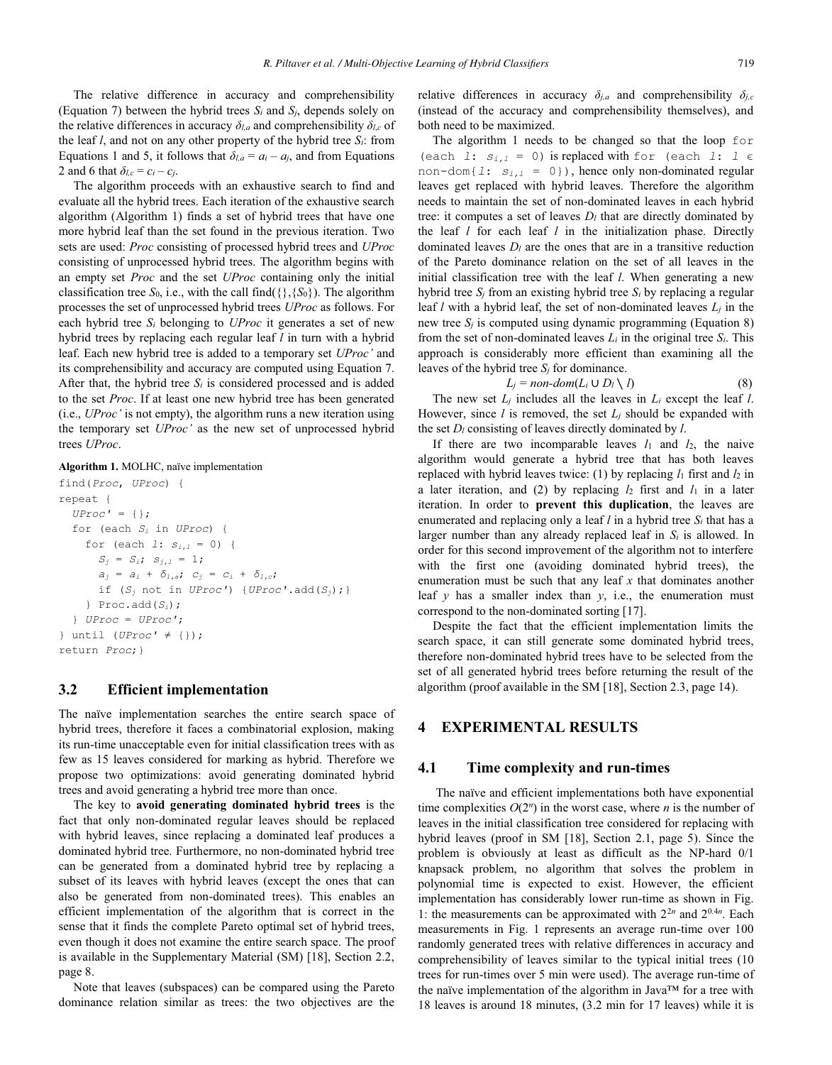The relative difference in accuracy and comprehensibility (Equation 7) between the hybrid trees $S_i$ and $S_j$, depends solely on the relative differences in accuracy $\delta_{l,a}$ and comprehensibility $\delta_{l,c}$ of the leaf $l$, and not on any other property of the hybrid tree $S_i$: from Equations 1 and 5, it follows that $\delta_{l,a} = a_i - a_j$, and from Equations 2 and 6 that $\delta_{l,c} = c_i - c_j$.

The algorithm proceeds with an exhaustive search to find and evaluate all the hybrid trees. Each iteration of the exhaustive search algorithm (Algorithm 1) finds a set of hybrid trees that have one more hybrid leaf than the set found in the previous iteration. Two sets are used: *Proc* consisting of processed hybrid trees and *UProc* consisting of unprocessed hybrid trees. The algorithm begins with an empty set *Proc* and the set *UProc* containing only the initial classification tree $S_0$, i.e., with the call find({},{$S_0$}). The algorithm processes the set of unprocessed hybrid trees *UProc* as follows. For each hybrid tree $S_i$ belonging to *UProc* it generates a set of new hybrid trees by replacing each regular leaf $l$ in turn with a hybrid leaf. Each new hybrid tree is added to a temporary set *UProc'* and its comprehensibility and accuracy are computed using Equation 7. After that, the hybrid tree $S_i$ is considered processed and is added to the set *Proc*. If at least one new hybrid tree has been generated (i.e., *UProc'* is not empty), the algorithm runs a new iteration using the temporary set *UProc'* as the new set of unprocessed hybrid trees *UProc*.

**Algorithm 1.** MOLHC, naïve implementation

```
find(Proc, UProc) {
repeat {
  UProc' = {};
  for (each Si in UProc) {
    for (each l: si,l = 0) {
      Sj = Si; sj,l = 1;
      aj = ai + δl,a; cj = ci + δl,c;
      if (Sj not in UProc') {UProc'.add(Sj);}
    } Proc.add(Si);
  } UProc = UProc';
} until (UProc' ≠ {});
return Proc;}
```

### 3.2 Efficient implementation

The naïve implementation searches the entire search space of hybrid trees, therefore it faces a combinatorial explosion, making its run-time unacceptable even for initial classification trees with as few as 15 leaves considered for marking as hybrid. Therefore we propose two optimizations: avoid generating dominated hybrid trees and avoid generating a hybrid tree more than once.

The key to **avoid generating dominated hybrid trees** is the fact that only non-dominated regular leaves should be replaced with hybrid leaves, since replacing a dominated leaf produces a dominated hybrid tree. Furthermore, no non-dominated hybrid tree can be generated from a dominated hybrid tree by replacing a subset of its leaves with hybrid leaves (except the ones that can also be generated from non-dominated trees). This enables an efficient implementation of the algorithm that is correct in the sense that it finds the complete Pareto optimal set of hybrid trees, even though it does not examine the entire search space. The proof is available in the Supplementary Material (SM) [18], Section 2.2, page 8.

Note that leaves (subspaces) can be compared using the Pareto dominance relation similar as trees: the two objectives are the relative differences in accuracy $\delta_{j,a}$ and comprehensibility $\delta_{j,c}$ (instead of the accuracy and comprehensibility themselves), and both need to be maximized.

The algorithm 1 needs to be changed so that the loop `for (each l: si,l = 0)` is replaced with `for (each l: l ∈ non-dom{l: si,l = 0})`, hence only non-dominated regular leaves get replaced with hybrid leaves. Therefore the algorithm needs to maintain the set of non-dominated leaves in each hybrid tree: it computes a set of leaves $D_l$ that are directly dominated by the leaf $l$ for each leaf $l$ in the initialization phase. Directly dominated leaves $D_l$ are the ones that are in a transitive reduction of the Pareto dominance relation on the set of all leaves in the initial classification tree with the leaf $l$. When generating a new hybrid tree $S_j$ from an existing hybrid tree $S_i$ by replacing a regular leaf $l$ with a hybrid leaf, the set of non-dominated leaves $L_j$ in the new tree $S_j$ is computed using dynamic programming (Equation 8) from the set of non-dominated leaves $L_i$ in the original tree $S_i$. This approach is considerably more efficient than examining all the leaves of the hybrid tree $S_j$ for dominance.

$$L_j = non\text{-}dom(L_i \cup D_l \setminus l) \tag{8}$$

The new set $L_j$ includes all the leaves in $L_i$ except the leaf $l$. However, since $l$ is removed, the set $L_j$ should be expanded with the set $D_l$ consisting of leaves directly dominated by $l$.

If there are two incomparable leaves $l_1$ and $l_2$, the naive algorithm would generate a hybrid tree that has both leaves replaced with hybrid leaves twice: (1) by replacing $l_1$ first and $l_2$ in a later iteration, and (2) by replacing $l_2$ first and $l_1$ in a later iteration. In order to **prevent this duplication**, the leaves are enumerated and replacing only a leaf $l$ in a hybrid tree $S_i$ that has a larger number than any already replaced leaf in $S_i$ is allowed. In order for this second improvement of the algorithm not to interfere with the first one (avoiding dominated hybrid trees), the enumeration must be such that any leaf $x$ that dominates another leaf $y$ has a smaller index than $y$, i.e., the enumeration must correspond to the non-dominated sorting [17].

Despite the fact that the efficient implementation limits the search space, it can still generate some dominated hybrid trees, therefore non-dominated hybrid trees have to be selected from the set of all generated hybrid trees before returning the result of the algorithm (proof available in the SM [18], Section 2.3, page 14).

## 4 EXPERIMENTAL RESULTS

### 4.1 Time complexity and run-times

The naïve and efficient implementations both have exponential time complexities $O(2^n)$ in the worst case, where $n$ is the number of leaves in the initial classification tree considered for replacing with hybrid leaves (proof in SM [18], Section 2.1, page 5). Since the problem is obviously at least as difficult as the NP-hard 0/1 knapsack problem, no algorithm that solves the problem in polynomial time is expected to exist. However, the efficient implementation has considerably lower run-time as shown in Fig. 1: the measurements can be approximated with $2^{2n}$ and $2^{0.4n}$. Each measurements in Fig. 1 represents an average run-time over 100 randomly generated trees with relative differences in accuracy and comprehensibility of leaves similar to the typical initial trees (10 trees for run-times over 5 min were used). The average run-time of the naïve implementation of the algorithm in Java™ for a tree with 18 leaves is around 18 minutes, (3.2 min for 17 leaves) while it is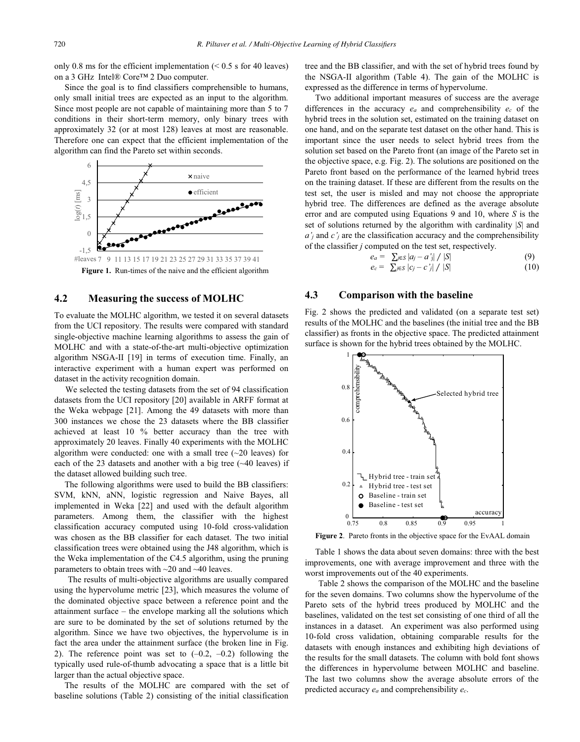only 0.8 ms for the efficient implementation (< 0.5 s for 40 leaves) on a 3 GHz Intel® Core™ 2 Duo computer.

Since the goal is to find classifiers comprehensible to humans, only small initial trees are expected as an input to the algorithm. Since most people are not capable of maintaining more than 5 to 7 conditions in their short-term memory, only binary trees with approximately 32 (or at most 128) leaves at most are reasonable. Therefore one can expect that the efficient implementation of the algorithm can find the Pareto set within seconds.

**Figure 1.** Run-times of the naive and the efficient algorithm

## 4.2 Measuring the success of MOLHC

To evaluate the MOLHC algorithm, we tested it on several datasets from the UCI repository. The results were compared with standard single-objective machine learning algorithms to assess the gain of MOLHC and with a state-of-the-art multi-objective optimization algorithm NSGA-II [19] in terms of execution time. Finally, an interactive experiment with a human expert was performed on dataset in the activity recognition domain.

We selected the testing datasets from the set of 94 classification datasets from the UCI repository [20] available in ARFF format at the Weka webpage [21]. Among the 49 datasets with more than 300 instances we chose the 23 datasets where the BB classifier achieved at least 10 % better accuracy than the tree with approximately 20 leaves. Finally 40 experiments with the MOLHC algorithm were conducted: one with a small tree (~20 leaves) for each of the 23 datasets and another with a big tree (~40 leaves) if the dataset allowed building such tree.

The following algorithms were used to build the BB classifiers: SVM, kNN, aNN, logistic regression and Naive Bayes, all implemented in Weka [22] and used with the default algorithm parameters. Among them, the classifier with the highest classification accuracy computed using 10-fold cross-validation was chosen as the BB classifier for each dataset. The two initial classification trees were obtained using the J48 algorithm, which is the Weka implementation of the C4.5 algorithm, using the pruning parameters to obtain trees with ~20 and ~40 leaves.

The results of multi-objective algorithms are usually compared using the hypervolume metric [23], which measures the volume of the dominated objective space between a reference point and the attainment surface – the envelope marking all the solutions which are sure to be dominated by the set of solutions returned by the algorithm. Since we have two objectives, the hypervolume is in fact the area under the attainment surface (the broken line in Fig. 2). The reference point was set to (–0.2, –0.2) following the typically used rule-of-thumb advocating a space that is a little bit larger than the actual objective space.

The results of the MOLHC are compared with the set of baseline solutions (Table 2) consisting of the initial classification tree and the BB classifier, and with the set of hybrid trees found by the NSGA-II algorithm (Table 4). The gain of the MOLHC is expressed as the difference in terms of hypervolume.

Two additional important measures of success are the average differences in the accuracy $e_a$ and comprehensibility $e_c$ of the hybrid trees in the solution set, estimated on the training dataset on one hand, and on the separate test dataset on the other hand. This is important since the user needs to select hybrid trees from the solution set based on the Pareto front (an image of the Pareto set in the objective space, e.g. Fig. 2). The solutions are positioned on the Pareto front based on the performance of the learned hybrid trees on the training dataset. If these are different from the results on the test set, the user is misled and may not choose the appropriate hybrid tree. The differences are defined as the average absolute error and are computed using Equations 9 and 10, where $S$ is the set of solutions returned by the algorithm with cardinality $|S|$ and $a'_j$ and $c'_j$ are the classification accuracy and the comprehensibility of the classifier $j$ computed on the test set, respectively.

$$e_a = \sum_{j \in S} |a_j - a'_j| \,/\, |S| \quad (9)$$

$$e_c = \sum_{j \in S} |c_j - c'_j| \,/\, |S| \quad (10)$$

## 4.3 Comparison with the baseline

Fig. 2 shows the predicted and validated (on a separate test set) results of the MOLHC and the baselines (the initial tree and the BB classifier) as fronts in the objective space. The predicted attainment surface is shown for the hybrid trees obtained by the MOLHC.

**Figure 2**. Pareto fronts in the objective space for the EvAAL domain

Table 1 shows the data about seven domains: three with the best improvements, one with average improvement and three with the worst improvements out of the 40 experiments.

Table 2 shows the comparison of the MOLHC and the baseline for the seven domains. Two columns show the hypervolume of the Pareto sets of the hybrid trees produced by MOLHC and the baselines, validated on the test set consisting of one third of all the instances in a dataset. An experiment was also performed using 10-fold cross validation, obtaining comparable results for the datasets with enough instances and exhibiting high deviations of the results for the small datasets. The column with bold font shows the differences in hypervolume between MOLHC and baseline. The last two columns show the average absolute errors of the predicted accuracy $e_a$ and comprehensibility $e_c$.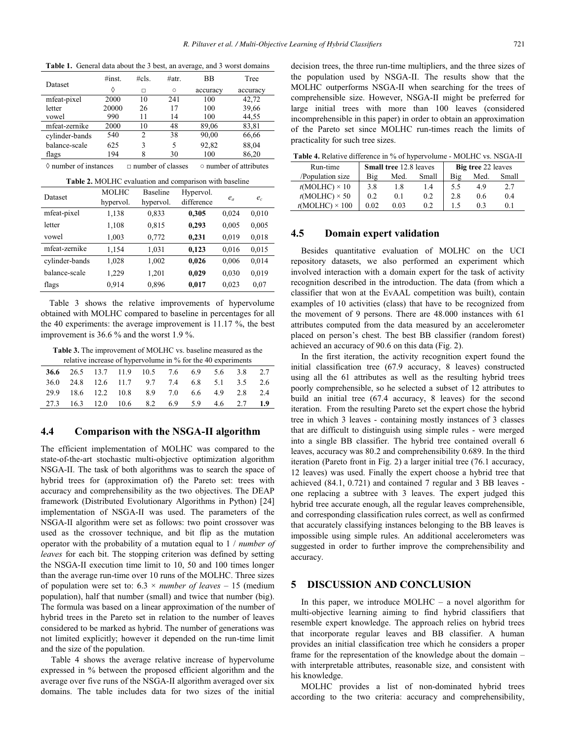**Table 1.** General data about the 3 best, an average, and 3 worst domains

| Dataset | #inst. ◊ | #cls. □ | #atr. ○ | BB accuracy | Tree accuracy |
|---|---|---|---|---|---|
| mfeat-pixel | 2000 | 10 | 241 | 100 | 42,72 |
| letter | 20000 | 26 | 17 | 100 | 39,66 |
| vowel | 990 | 11 | 14 | 100 | 44,55 |
| mfeat-zernike | 2000 | 10 | 48 | 89,06 | 83,81 |
| cylinder-bands | 540 | 2 | 38 | 90,00 | 66,66 |
| balance-scale | 625 | 3 | 5 | 92,82 | 88,04 |
| flags | 194 | 8 | 30 | 100 | 86,20 |

◊ number of instances □ number of classes ○ number of attributes

**Table 2.** MOLHC evaluation and comparison with baseline

| Dataset | MOLHC hypervol. | Baseline hypervol. | Hypervol. difference | $e_a$ | $e_c$ |
|---|---|---|---|---|---|
| mfeat-pixel | 1,138 | 0,833 | **0,305** | 0,024 | 0,010 |
| letter | 1,108 | 0,815 | **0,293** | 0,005 | 0,005 |
| vowel | 1,003 | 0,772 | **0,231** | 0,019 | 0,018 |
| mfeat-zernike | 1,154 | 1,031 | **0,123** | 0,016 | 0,015 |
| cylinder-bands | 1,028 | 1,002 | **0,026** | 0,006 | 0,014 |
| balance-scale | 1,229 | 1,201 | **0,029** | 0,030 | 0,019 |
| flags | 0,914 | 0,896 | **0,017** | 0,023 | 0,07 |

Table 3 shows the relative improvements of hypervolume obtained with MOLHC compared to baseline in percentages for all the 40 experiments: the average improvement is 11.17 %, the best improvement is 36.6 % and the worst 1.9 %.

**Table 3.** The improvement of MOLHC vs. baseline measured as the relative increase of hypervolume in % for the 40 experiments

| | | | | | | | | | |
|---|---|---|---|---|---|---|---|---|---|
| **36.6** | 26.5 | 13.7 | 11.9 | 10.5 | 7.6 | 6.9 | 5.6 | 3.8 | 2.7 |
| 36.0 | 24.8 | 12.6 | 11.7 | 9.7 | 7.4 | 6.8 | 5.1 | 3.5 | 2.6 |
| 29.9 | 18.6 | 12.2 | 10.8 | 8.9 | 7.0 | 6.6 | 4.9 | 2.8 | 2.4 |
| 27.3 | 16.3 | 12.0 | 10.6 | 8.2 | 6.9 | 5.9 | 4.6 | 2.7 | **1.9** |

## 4.4 Comparison with the NSGA-II algorithm

The efficient implementation of MOLHC was compared to the state-of-the-art stochastic multi-objective optimization algorithm NSGA-II. The task of both algorithms was to search the space of hybrid trees for (approximation of) the Pareto set: trees with accuracy and comprehensibility as the two objectives. The DEAP framework (Distributed Evolutionary Algorithms in Python) [24] implementation of NSGA-II was used. The parameters of the NSGA-II algorithm were set as follows: two point crossover was used as the crossover technique, and bit flip as the mutation operator with the probability of a mutation equal to 1 / *number of leaves* for each bit. The stopping criterion was defined by setting the NSGA-II execution time limit to 10, 50 and 100 times longer than the average run-time over 10 runs of the MOLHC. Three sizes of population were set to: 6.3 × *number of leaves* – 15 (medium population), half that number (small) and twice that number (big). The formula was based on a linear approximation of the number of hybrid trees in the Pareto set in relation to the number of leaves considered to be marked as hybrid. The number of generations was not limited explicitly; however it depended on the run-time limit and the size of the population.

Table 4 shows the average relative increase of hypervolume expressed in % between the proposed efficient algorithm and the average over five runs of the NSGA-II algorithm averaged over six domains. The table includes data for two sizes of the initial decision trees, the three run-time multipliers, and the three sizes of the population used by NSGA-II. The results show that the MOLHC outperforms NSGA-II when searching for the trees of comprehensible size. However, NSGA-II might be preferred for large initial trees with more than 100 leaves (considered incomprehensible in this paper) in order to obtain an approximation of the Pareto set since MOLHC run-times reach the limits of practicality for such tree sizes.

**Table 4.** Relative difference in % of hypervolume - MOLHC vs. NSGA-II

| Run-time /Population size | **Small tree** 12.8 leaves | | | **Big tree** 22 leaves | | |
|---|---|---|---|---|---|---|
| | Big | Med. | Small | Big | Med. | Small |
| $t$(MOLHC) × 10 | 3.8 | 1.8 | 1.4 | 5.5 | 4.9 | 2.7 |
| $t$(MOLHC) × 50 | 0.2 | 0.1 | 0.2 | 2.8 | 0.6 | 0.4 |
| $t$(MOLHC) × 100 | 0.02 | 0.03 | 0.2 | 1.5 | 0.3 | 0.1 |

## 4.5 Domain expert validation

Besides quantitative evaluation of MOLHC on the UCI repository datasets, we also performed an experiment which involved interaction with a domain expert for the task of activity recognition described in the introduction. The data (from which a classifier that won at the EvAAL competition was built), contain examples of 10 activities (class) that have to be recognized from the movement of 9 persons. There are 48.000 instances with 61 attributes computed from the data measured by an accelerometer placed on person's chest. The best BB classifier (random forest) achieved an accuracy of 90.6 on this data (Fig. 2).

In the first iteration, the activity recognition expert found the initial classification tree (67.9 accuracy, 8 leaves) constructed using all the 61 attributes as well as the resulting hybrid trees poorly comprehensible, so he selected a subset of 12 attributes to build an initial tree (67.4 accuracy, 8 leaves) for the second iteration. From the resulting Pareto set the expert chose the hybrid tree in which 3 leaves - containing mostly instances of 3 classes that are difficult to distinguish using simple rules - were merged into a single BB classifier. The hybrid tree contained overall 6 leaves, accuracy was 80.2 and comprehensibility 0.689. In the third iteration (Pareto front in Fig. 2) a larger initial tree (76.1 accuracy, 12 leaves) was used. Finally the expert choose a hybrid tree that achieved (84.1, 0.721) and contained 7 regular and 3 BB leaves - one replacing a subtree with 3 leaves. The expert judged this hybrid tree accurate enough, all the regular leaves comprehensible, and corresponding classification rules correct, as well as confirmed that accurately classifying instances belonging to the BB leaves is impossible using simple rules. An additional accelerometers was suggested in order to further improve the comprehensibility and accuracy.

# 5 DISCUSSION AND CONCLUSION

In this paper, we introduce MOLHC – a novel algorithm for multi-objective learning aiming to find hybrid classifiers that resemble expert knowledge. The approach relies on hybrid trees that incorporate regular leaves and BB classifier. A human provides an initial classification tree which he considers a proper frame for the representation of the knowledge about the domain – with interpretable attributes, reasonable size, and consistent with his knowledge.

MOLHC provides a list of non-dominated hybrid trees according to the two criteria: accuracy and comprehensibility,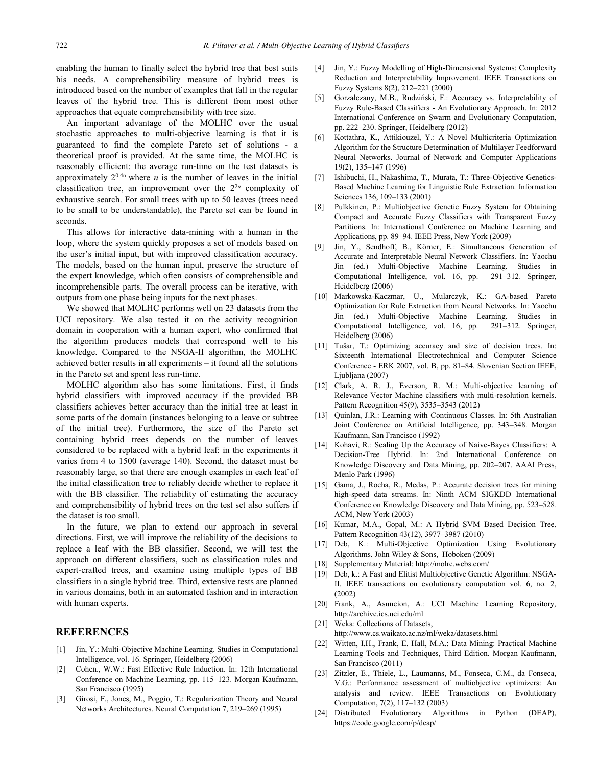enabling the human to finally select the hybrid tree that best suits his needs. A comprehensibility measure of hybrid trees is introduced based on the number of examples that fall in the regular leaves of the hybrid tree. This is different from most other approaches that equate comprehensibility with tree size.

An important advantage of the MOLHC over the usual stochastic approaches to multi-objective learning is that it is guaranteed to find the complete Pareto set of solutions - a theoretical proof is provided. At the same time, the MOLHC is reasonably efficient: the average run-time on the test datasets is approximately $2^{0.4n}$ where $n$ is the number of leaves in the initial classification tree, an improvement over the $2^{2^n}$ complexity of exhaustive search. For small trees with up to 50 leaves (trees need to be small to be understandable), the Pareto set can be found in seconds.

This allows for interactive data-mining with a human in the loop, where the system quickly proposes a set of models based on the user's initial input, but with improved classification accuracy. The models, based on the human input, preserve the structure of the expert knowledge, which often consists of comprehensible and incomprehensible parts. The overall process can be iterative, with outputs from one phase being inputs for the next phases.

We showed that MOLHC performs well on 23 datasets from the UCI repository. We also tested it on the activity recognition domain in cooperation with a human expert, who confirmed that the algorithm produces models that correspond well to his knowledge. Compared to the NSGA-II algorithm, the MOLHC achieved better results in all experiments – it found all the solutions in the Pareto set and spent less run-time.

MOLHC algorithm also has some limitations. First, it finds hybrid classifiers with improved accuracy if the provided BB classifiers achieves better accuracy than the initial tree at least in some parts of the domain (instances belonging to a leave or subtree of the initial tree). Furthermore, the size of the Pareto set containing hybrid trees depends on the number of leaves considered to be replaced with a hybrid leaf: in the experiments it varies from 4 to 1500 (average 140). Second, the dataset must be reasonably large, so that there are enough examples in each leaf of the initial classification tree to reliably decide whether to replace it with the BB classifier. The reliability of estimating the accuracy and comprehensibility of hybrid trees on the test set also suffers if the dataset is too small.

In the future, we plan to extend our approach in several directions. First, we will improve the reliability of the decisions to replace a leaf with the BB classifier. Second, we will test the approach on different classifiers, such as classification rules and expert-crafted trees, and examine using multiple types of BB classifiers in a single hybrid tree. Third, extensive tests are planned in various domains, both in an automated fashion and in interaction with human experts.

## REFERENCES

[1] Jin, Y.: Multi-Objective Machine Learning. Studies in Computational Intelligence, vol. 16. Springer, Heidelberg (2006)

[2] Cohen., W.W.: Fast Effective Rule Induction. In: 12th International Conference on Machine Learning, pp. 115–123. Morgan Kaufmann, San Francisco (1995)

[3] Girosi, F., Jones, M., Poggio, T.: Regularization Theory and Neural Networks Architectures. Neural Computation 7, 219–269 (1995)

[4] Jin, Y.: Fuzzy Modelling of High-Dimensional Systems: Complexity Reduction and Interpretability Improvement. IEEE Transactions on Fuzzy Systems 8(2), 212–221 (2000)

[5] Gorzałczany, M.B., Rudziński, F.: Accuracy vs. Interpretability of Fuzzy Rule-Based Classifiers - An Evolutionary Approach. In: 2012 International Conference on Swarm and Evolutionary Computation, pp. 222–230. Springer, Heidelberg (2012)

[6] Kottathra, K., Attikiouzel, Y.: A Novel Multicriteria Optimization Algorithm for the Structure Determination of Multilayer Feedforward Neural Networks. Journal of Network and Computer Applications 19(2), 135–147 (1996)

[7] Ishibuchi, H., Nakashima, T., Murata, T.: Three-Objective Genetics-Based Machine Learning for Linguistic Rule Extraction. Information Sciences 136, 109–133 (2001)

[8] Pulkkinen, P.: Multiobjective Genetic Fuzzy System for Obtaining Compact and Accurate Fuzzy Classifiers with Transparent Fuzzy Partitions. In: International Conference on Machine Learning and Applications, pp. 89–94. IEEE Press, New York (2009)

[9] Jin, Y., Sendhoff, B., Körner, E.: Simultaneous Generation of Accurate and Interpretable Neural Network Classifiers. In: Yaochu Jin (ed.) Multi-Objective Machine Learning. Studies in Computational Intelligence, vol. 16, pp. 291–312. Springer, Heidelberg (2006)

[10] Markowska-Kaczmar, U., Mularczyk, K.: GA-based Pareto Optimization for Rule Extraction from Neural Networks. In: Yaochu Jin (ed.) Multi-Objective Machine Learning. Studies in Computational Intelligence, vol. 16, pp. 291–312. Springer, Heidelberg (2006)

[11] Tušar, T.: Optimizing accuracy and size of decision trees. In: Sixteenth International Electrotechnical and Computer Science Conference - ERK 2007, vol. B, pp. 81–84. Slovenian Section IEEE, Ljubljana (2007)

[12] Clark, A. R. J., Everson, R. M.: Multi-objective learning of Relevance Vector Machine classifiers with multi-resolution kernels. Pattern Recognition 45(9), 3535–3543 (2012)

[13] Quinlan, J.R.: Learning with Continuous Classes. In: 5th Australian Joint Conference on Artificial Intelligence, pp. 343–348. Morgan Kaufmann, San Francisco (1992)

[14] Kohavi, R.: Scaling Up the Accuracy of Naive-Bayes Classifiers: A Decision-Tree Hybrid. In: 2nd International Conference on Knowledge Discovery and Data Mining, pp. 202–207. AAAI Press, Menlo Park (1996)

[15] Gama, J., Rocha, R., Medas, P.: Accurate decision trees for mining high-speed data streams. In: Ninth ACM SIGKDD International Conference on Knowledge Discovery and Data Mining, pp. 523–528. ACM, New York (2003)

[16] Kumar, M.A., Gopal, M.: A Hybrid SVM Based Decision Tree. Pattern Recognition 43(12), 3977–3987 (2010)

[17] Deb, K.: Multi-Objective Optimization Using Evolutionary Algorithms. John Wiley & Sons, Hoboken (2009)

[18] Supplementary Material: http://molrc.webs.com/

[19] Deb, k.: A Fast and Elitist Multiobjective Genetic Algorithm: NSGA-II. IEEE transactions on evolutionary computation vol. 6, no. 2, (2002)

[20] Frank, A., Asuncion, A.: UCI Machine Learning Repository, http://archive.ics.uci.edu/ml

[21] Weka: Collections of Datasets, http://www.cs.waikato.ac.nz/ml/weka/datasets.html

[22] Witten, I.H., Frank, E. Hall, M.A.: Data Mining: Practical Machine Learning Tools and Techniques, Third Edition. Morgan Kaufmann, San Francisco (2011)

[23] Zitzler, E., Thiele, L., Laumanns, M., Fonseca, C.M., da Fonseca, V.G.: Performance assessment of multiobjective optimizers: An analysis and review. IEEE Transactions on Evolutionary Computation, 7(2), 117–132 (2003)

[24] Distributed Evolutionary Algorithms in Python (DEAP), https://code.google.com/p/deap/